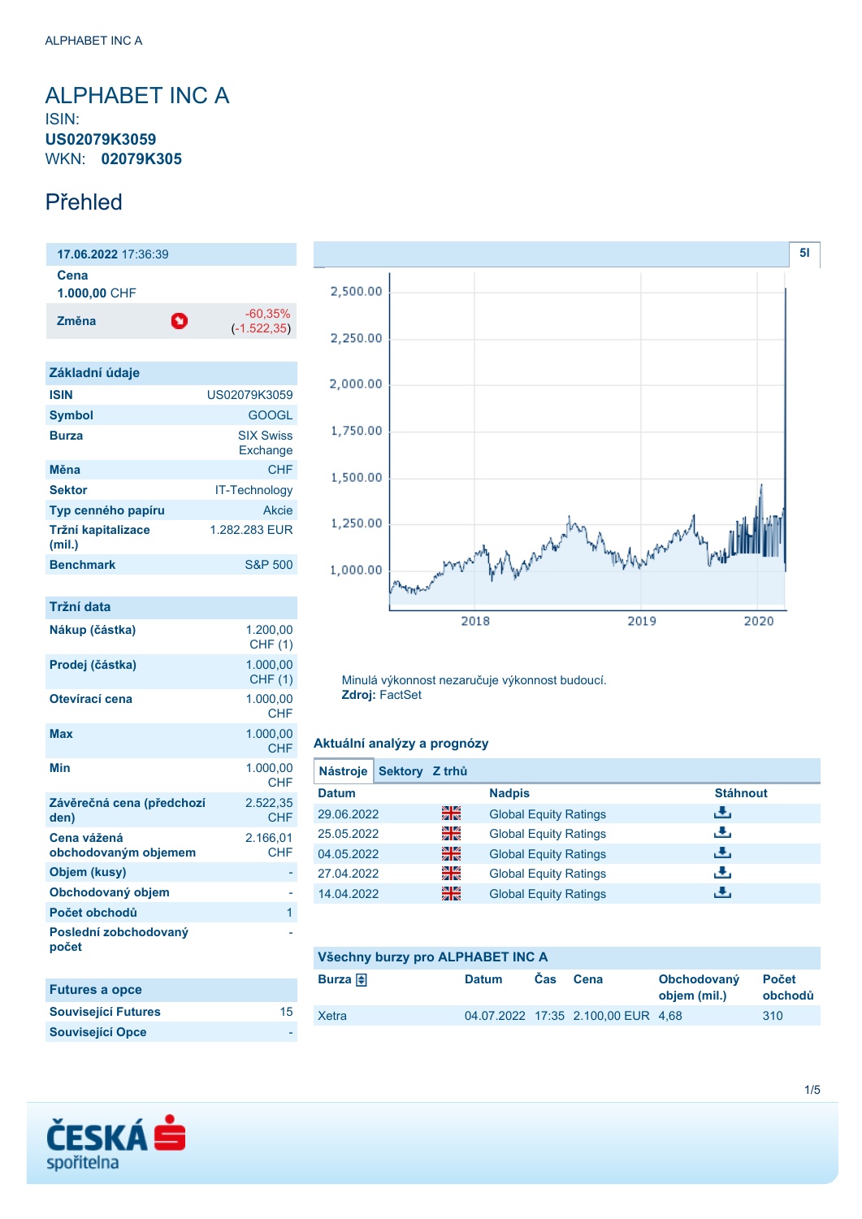# ALPHABET INC A

ISIN:
**US02079K3059**
WKN: **02079K305**

## Přehled

**17.06.2022** 17:36:39

**Cena**
**1.000,00** CHF

| **Změna** | -60,35% (-1.522,35) |
|---|---|

| Základní údaje | |
|---|---|
| **ISIN** | US02079K3059 |
| **Symbol** | GOOGL |
| **Burza** | SIX Swiss Exchange |
| **Měna** | CHF |
| **Sektor** | IT-Technology |
| **Typ cenného papíru** | Akcie |
| **Tržní kapitalizace (mil.)** | 1.282.283 EUR |
| **Benchmark** | S&P 500 |

| Tržní data | |
|---|---|
| **Nákup (částka)** | 1.200,00 CHF (1) |
| **Prodej (částka)** | 1.000,00 CHF (1) |
| **Otevírací cena** | 1.000,00 CHF |
| **Max** | 1.000,00 CHF |
| **Min** | 1.000,00 CHF |
| **Závěrečná cena (předchozí den)** | 2.522,35 CHF |
| **Cena vážená obchodovaným objemem** | 2.166,01 CHF |
| **Objem (kusy)** | - |
| **Obchodovaný objem** | - |
| **Počet obchodů** | 1 |
| **Poslední zobchodovaný počet** | - |

| Futures a opce | |
|---|---|
| **Související Futures** | 15 |
| **Související Opce** | - |

Minulá výkonnost nezaručuje výkonnost budoucí.
**Zdroj:** FactSet

### Aktuální analýzy a prognózy

Nástroje | Sektory | Z trhů

| Datum | | Nadpis | Stáhnout |
|---|---|---|---|
| 29.06.2022 | | Global Equity Ratings | |
| 25.05.2022 | | Global Equity Ratings | |
| 04.05.2022 | | Global Equity Ratings | |
| 27.04.2022 | | Global Equity Ratings | |
| 14.04.2022 | | Global Equity Ratings | |

### Všechny burzy pro ALPHABET INC A

| Burza | Datum | Čas | Cena | Obchodovaný objem (mil.) | Počet obchodů |
|---|---|---|---|---|---|
| Xetra | 04.07.2022 | 17:35 | 2.100,00 EUR | 4,68 | 310 |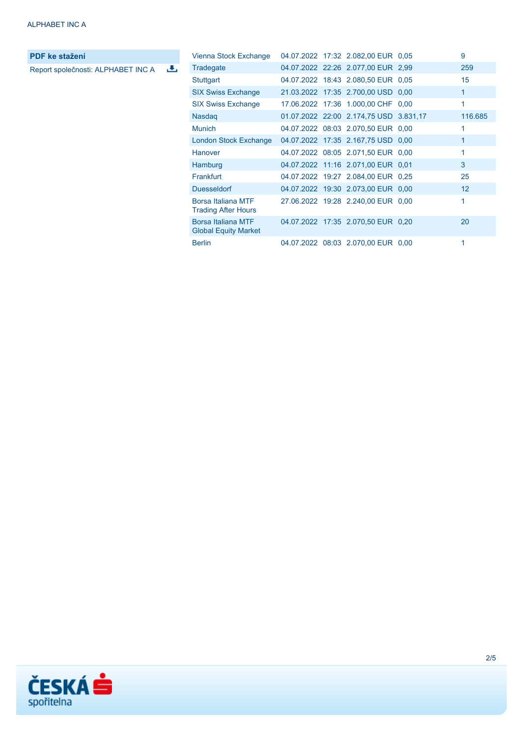## PDF ke stažení

Report společnosti: ALPHABET INC A

| | | | | | |
|---|---|---|---|---|---|
| Vienna Stock Exchange | 04.07.2022 | 17:32 | 2.082,00 EUR | 0,05 | 9 |
| Tradegate | 04.07.2022 | 22:26 | 2.077,00 EUR | 2,99 | 259 |
| Stuttgart | 04.07.2022 | 18:43 | 2.080,50 EUR | 0,05 | 15 |
| SIX Swiss Exchange | 21.03.2022 | 17:35 | 2.700,00 USD | 0,00 | 1 |
| SIX Swiss Exchange | 17.06.2022 | 17:36 | 1.000,00 CHF | 0,00 | 1 |
| Nasdaq | 01.07.2022 | 22:00 | 2.174,75 USD | 3.831,17 | 116.685 |
| Munich | 04.07.2022 | 08:03 | 2.070,50 EUR | 0,00 | 1 |
| London Stock Exchange | 04.07.2022 | 17:35 | 2.167,75 USD | 0,00 | 1 |
| Hanover | 04.07.2022 | 08:05 | 2.071,50 EUR | 0,00 | 1 |
| Hamburg | 04.07.2022 | 11:16 | 2.071,00 EUR | 0,01 | 3 |
| Frankfurt | 04.07.2022 | 19:27 | 2.084,00 EUR | 0,25 | 25 |
| Duesseldorf | 04.07.2022 | 19:30 | 2.073,00 EUR | 0,00 | 12 |
| Borsa Italiana MTF Trading After Hours | 27.06.2022 | 19:28 | 2.240,00 EUR | 0,00 | 1 |
| Borsa Italiana MTF Global Equity Market | 04.07.2022 | 17:35 | 2.070,50 EUR | 0,20 | 20 |
| Berlin | 04.07.2022 | 08:03 | 2.070,00 EUR | 0,00 | 1 |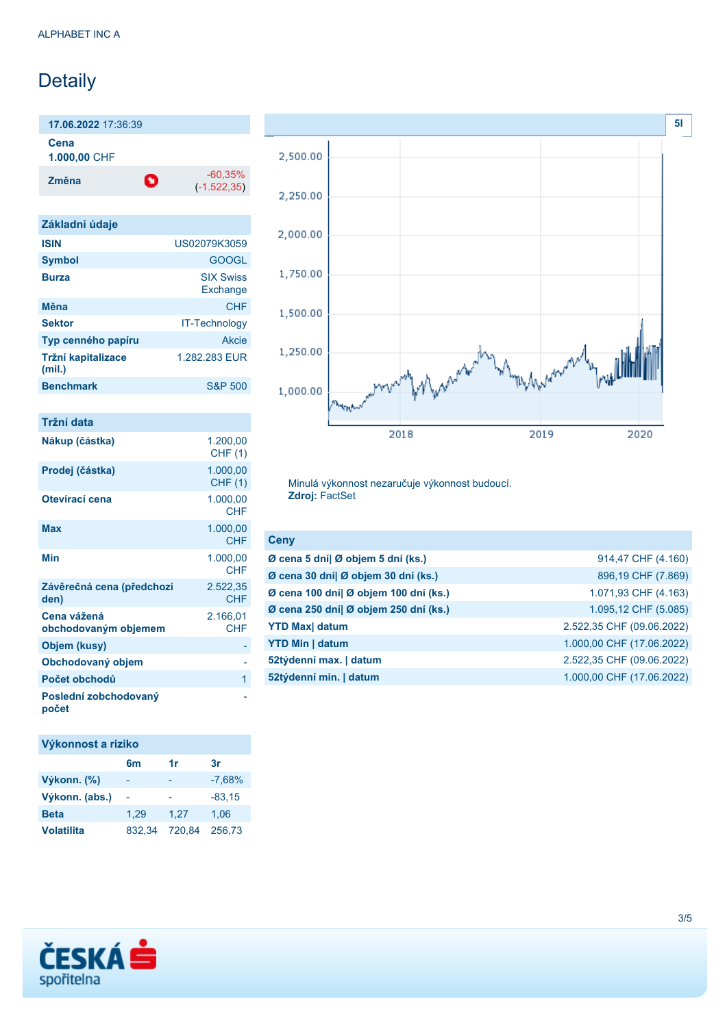# Detaily

| 17.06.2022 17:36:39 | |
|---|---|
| Cena 1.000,00 CHF | |
| Změna | -60,35% (-1.522,35) |

## Základní údaje

| | |
|---|---|
| ISIN | US02079K3059 |
| Symbol | GOOGL |
| Burza | SIX Swiss Exchange |
| Měna | CHF |
| Sektor | IT-Technology |
| Typ cenného papíru | Akcie |
| Tržní kapitalizace (mil.) | 1.282.283 EUR |
| Benchmark | S&P 500 |

## Tržní data

| | |
|---|---|
| Nákup (částka) | 1.200,00 CHF (1) |
| Prodej (částka) | 1.000,00 CHF (1) |
| Otevírací cena | 1.000,00 CHF |
| Max | 1.000,00 CHF |
| Min | 1.000,00 CHF |
| Závěrečná cena (předchozí den) | 2.522,35 CHF |
| Cena vážená obchodovaným objemem | 2.166,01 CHF |
| Objem (kusy) | - |
| Obchodovaný objem | - |
| Počet obchodů | 1 |
| Poslední zobchodovaný počet | - |

## Výkonnost a riziko

| | 6m | 1r | 3r |
|---|---|---|---|
| Výkonn. (%) | - | - | -7,68% |
| Výkonn. (abs.) | - | - | -83,15 |
| Beta | 1,29 | 1,27 | 1,06 |
| Volatilita | 832,34 | 720,84 | 256,73 |

Minulá výkonnost nezaručuje výkonnost budoucí.
**Zdroj:** FactSet

## Ceny

| | |
|---|---|
| Ø cena 5 dní\| Ø objem 5 dní (ks.) | 914,47 CHF (4.160) |
| Ø cena 30 dní\| Ø objem 30 dní (ks.) | 896,19 CHF (7.869) |
| Ø cena 100 dní\| Ø objem 100 dní (ks.) | 1.071,93 CHF (4.163) |
| Ø cena 250 dní\| Ø objem 250 dní (ks.) | 1.095,12 CHF (5.085) |
| YTD Max\| datum | 2.522,35 CHF (09.06.2022) |
| YTD Min \| datum | 1.000,00 CHF (17.06.2022) |
| 52týdenní max. \| datum | 2.522,35 CHF (09.06.2022) |
| 52týdenní min. \| datum | 1.000,00 CHF (17.06.2022) |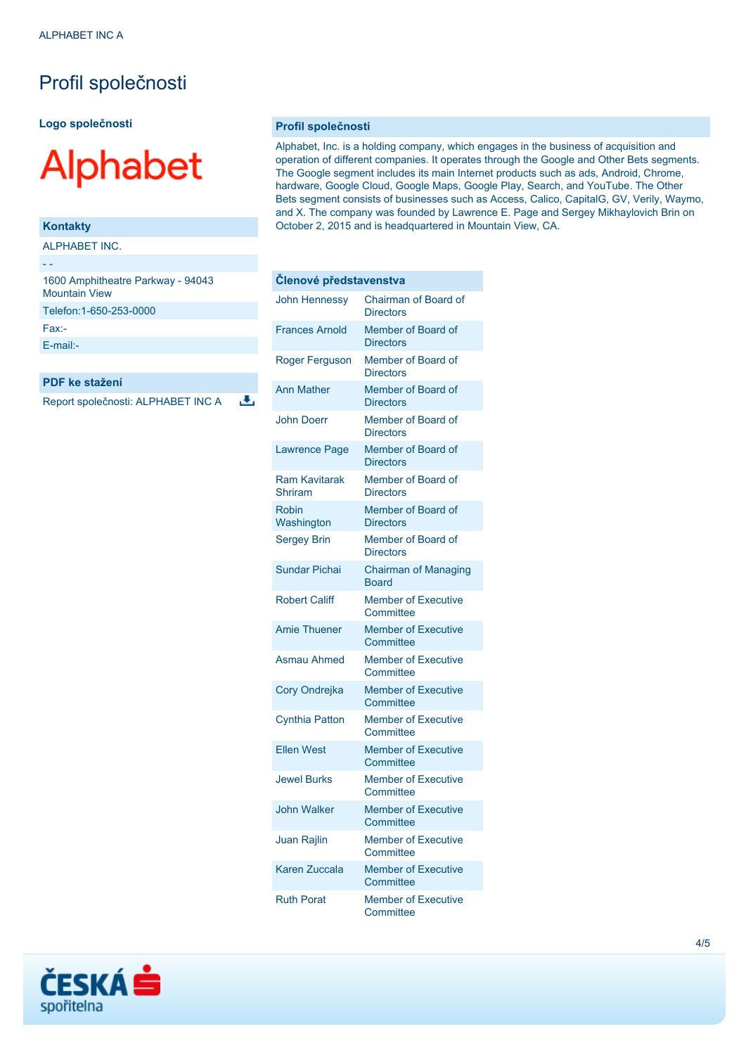# Profil společnosti

### Logo společnosti

Alphabet

### Kontakty

ALPHABET INC.

- -

1600 Amphitheatre Parkway - 94043 Mountain View

Telefon:1-650-253-0000

Fax:-

E-mail:-

### PDF ke stažení

Report společnosti: ALPHABET INC A

### Profil společnosti

Alphabet, Inc. is a holding company, which engages in the business of acquisition and operation of different companies. It operates through the Google and Other Bets segments. The Google segment includes its main Internet products such as ads, Android, Chrome, hardware, Google Cloud, Google Maps, Google Play, Search, and YouTube. The Other Bets segment consists of businesses such as Access, Calico, CapitalG, GV, Verily, Waymo, and X. The company was founded by Lawrence E. Page and Sergey Mikhaylovich Brin on October 2, 2015 and is headquartered in Mountain View, CA.

### Členové představenstva

| | |
|---|---|
| John Hennessy | Chairman of Board of Directors |
| Frances Arnold | Member of Board of Directors |
| Roger Ferguson | Member of Board of Directors |
| Ann Mather | Member of Board of Directors |
| John Doerr | Member of Board of Directors |
| Lawrence Page | Member of Board of Directors |
| Ram Kavitarak Shriram | Member of Board of Directors |
| Robin Washington | Member of Board of Directors |
| Sergey Brin | Member of Board of Directors |
| Sundar Pichai | Chairman of Managing Board |
| Robert Califf | Member of Executive Committee |
| Amie Thuener | Member of Executive Committee |
| Asmau Ahmed | Member of Executive Committee |
| Cory Ondrejka | Member of Executive Committee |
| Cynthia Patton | Member of Executive Committee |
| Ellen West | Member of Executive Committee |
| Jewel Burks | Member of Executive Committee |
| John Walker | Member of Executive Committee |
| Juan Rajlin | Member of Executive Committee |
| Karen Zuccala | Member of Executive Committee |
| Ruth Porat | Member of Executive Committee |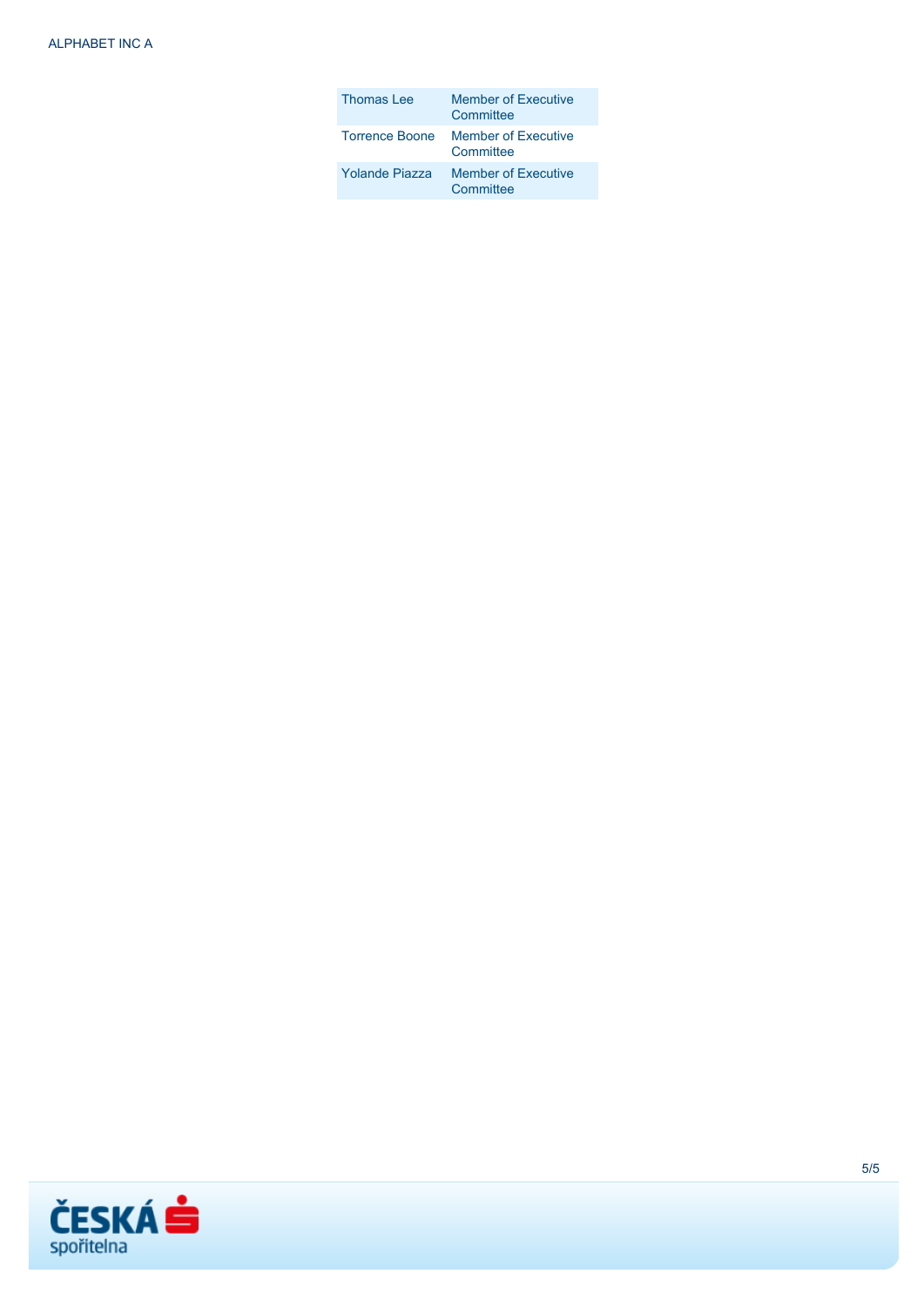| | |
|---|---|
| Thomas Lee | Member of Executive Committee |
| Torrence Boone | Member of Executive Committee |
| Yolande Piazza | Member of Executive Committee |